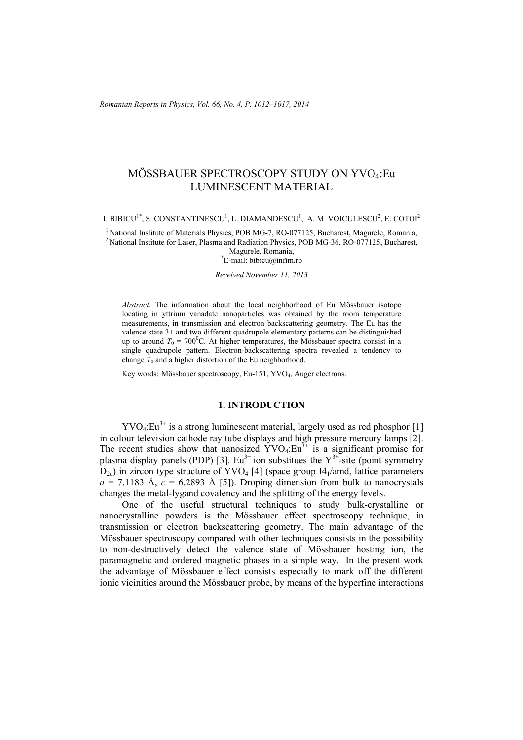# MÖSSBAUER SPECTROSCOPY STUDY ON $YVO_4$:Eu LUMINESCENT MATERIAL

I. BIBICU[1*], S. CONSTANTINESCU[1], L. DIAMANDESCU[1], A. M. VOICULESCU[2], E. COTOI[2]

[1] National Institute of Materials Physics, POB MG-7, RO-077125, Bucharest, Magurele, Romania,
[2] National Institute for Laser, Plasma and Radiation Physics, POB MG-36, RO-077125, Bucharest, Magurele, Romania,
[*]E-mail: bibicu@infim.ro

*Received November 11, 2013*

*Abstract*. The information about the local neighborhood of Eu Mössbauer isotope locating in yttrium vanadate nanoparticles was obtained by the room temperature measurements, in transmission and electron backscattering geometry. The Eu has the valence state 3+ and two different quadrupole elementary patterns can be distinguished up to around $T_0 = 700^0$C. At higher temperatures, the Mössbauer spectra consist in a single quadrupole pattern. Electron-backscattering spectra revealed a tendency to change $T_0$ and a higher distortion of the Eu neighborhood.

Key words: Mössbauer spectroscopy, Eu-151, $YVO_4$, Auger electrons.

## 1. INTRODUCTION

$YVO_4$:$Eu^{3+}$ is a strong luminescent material, largely used as red phosphor [1] in colour television cathode ray tube displays and high pressure mercury lamps [2]. The recent studies show that nanosized $YVO_4$:$Eu^{3+}$ is a significant promise for plasma display panels (PDP) [3]. $Eu^{3+}$ ion substitues the $Y^{3+}$-site (point symmetry $D_{2d}$) in zircon type structure of $YVO_4$ [4] (space group $I4_1$/amd, lattice parameters $a$ = 7.1183 Å, $c$ = 6.2893 Å [5]). Droping dimension from bulk to nanocrystals changes the metal-lygand covalency and the splitting of the energy levels.

One of the useful structural techniques to study bulk-crystalline or nanocrystalline powders is the Mössbauer effect spectroscopy technique, in transmission or electron backscattering geometry. The main advantage of the Mössbauer spectroscopy compared with other techniques consists in the possibility to non-destructively detect the valence state of Mössbauer hosting ion, the paramagnetic and ordered magnetic phases in a simple way. In the present work the advantage of Mössbauer effect consists especially to mark off the different ionic vicinities around the Mössbauer probe, by means of the hyperfine interactions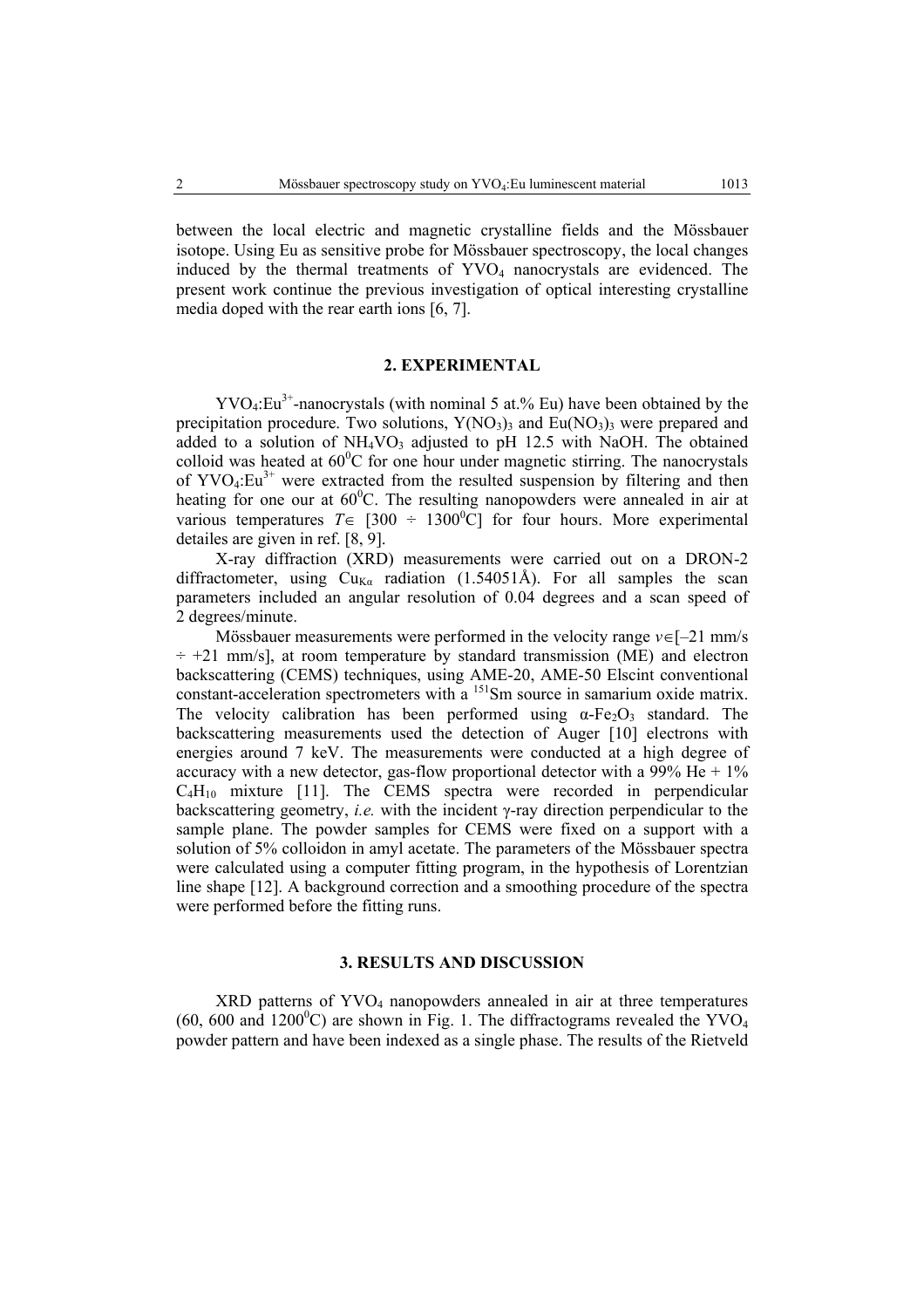between the local electric and magnetic crystalline fields and the Mössbauer isotope. Using Eu as sensitive probe for Mössbauer spectroscopy, the local changes induced by the thermal treatments of $YVO_4$ nanocrystals are evidenced. The present work continue the previous investigation of optical interesting crystalline media doped with the rear earth ions [6, 7].

## 2. EXPERIMENTAL

$YVO_4$:$Eu^{3+}$-nanocrystals (with nominal 5 at.% Eu) have been obtained by the precipitation procedure. Two solutions, $Y(NO_3)_3$ and $Eu(NO_3)_3$ were prepared and added to a solution of $NH_4VO_3$ adjusted to pH 12.5 with NaOH. The obtained colloid was heated at $60^0$C for one hour under magnetic stirring. The nanocrystals of $YVO_4$:$Eu^{3+}$ were extracted from the resulted suspension by filtering and then heating for one our at $60^0$C. The resulting nanopowders were annealed in air at various temperatures $T \in$ [300 ÷ $1300^0$C] for four hours. More experimental detailes are given in ref. [8, 9].

X-ray diffraction (XRD) measurements were carried out on a DRON-2 diffractometer, using $Cu_{K\alpha}$ radiation (1.54051Å). For all samples the scan parameters included an angular resolution of 0.04 degrees and a scan speed of 2 degrees/minute.

Mössbauer measurements were performed in the velocity range $v \in$[–21 mm/s ÷ +21 mm/s], at room temperature by standard transmission (ME) and electron backscattering (CEMS) techniques, using AME-20, AME-50 Elscint conventional constant-acceleration spectrometers with a $^{151}$Sm source in samarium oxide matrix. The velocity calibration has been performed using $\alpha$-$Fe_2O_3$ standard. The backscattering measurements used the detection of Auger [10] electrons with energies around 7 keV. The measurements were conducted at a high degree of accuracy with a new detector, gas-flow proportional detector with a 99% He + 1% $C_4H_{10}$ mixture [11]. The CEMS spectra were recorded in perpendicular backscattering geometry, *i.e.* with the incident γ-ray direction perpendicular to the sample plane. The powder samples for CEMS were fixed on a support with a solution of 5% colloidon in amyl acetate. The parameters of the Mössbauer spectra were calculated using a computer fitting program, in the hypothesis of Lorentzian line shape [12]. A background correction and a smoothing procedure of the spectra were performed before the fitting runs.

## 3. RESULTS AND DISCUSSION

XRD patterns of $YVO_4$ nanopowders annealed in air at three temperatures (60, 600 and $1200^0$C) are shown in Fig. 1. The diffractograms revealed the $YVO_4$ powder pattern and have been indexed as a single phase. The results of the Rietveld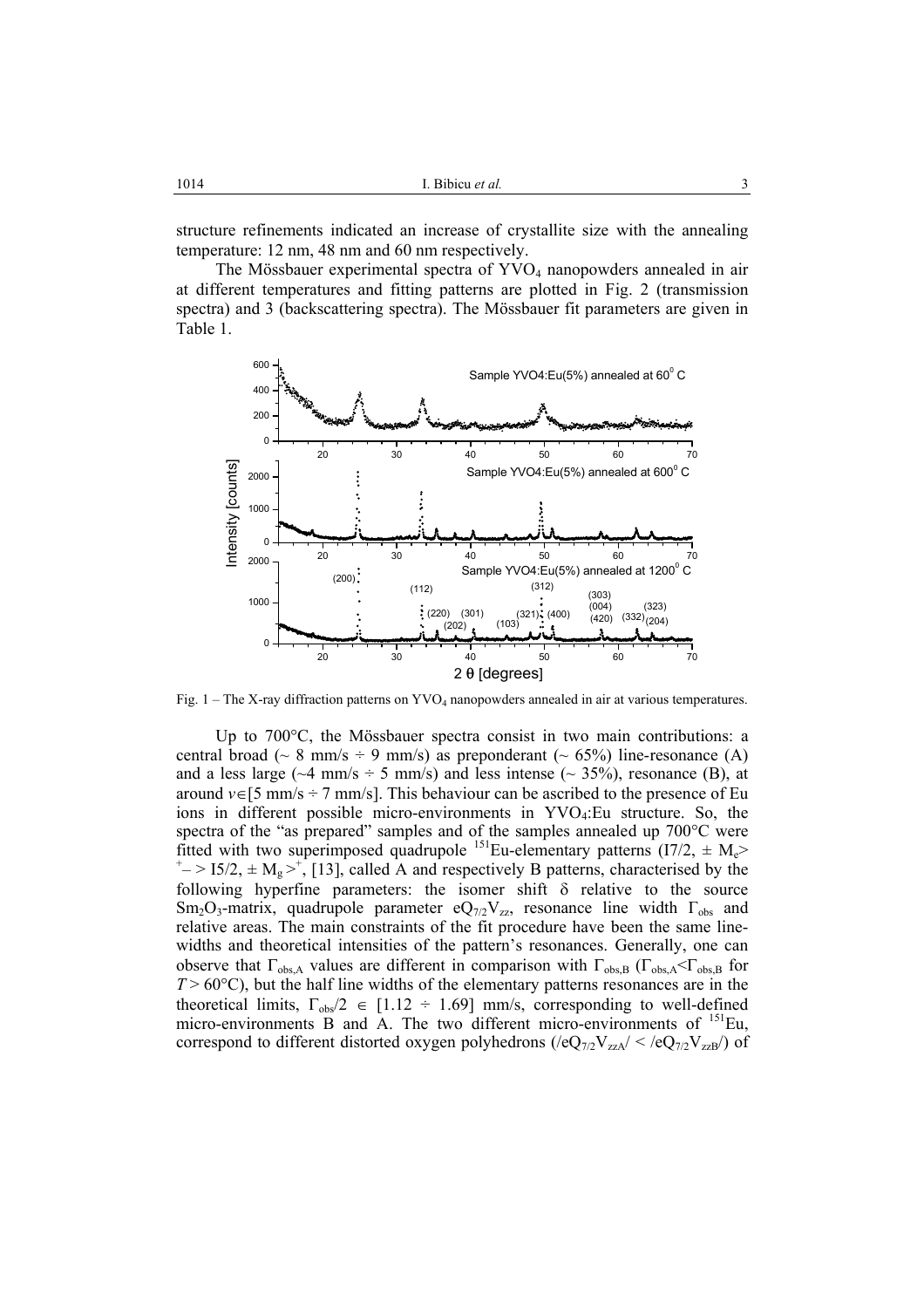structure refinements indicated an increase of crystallite size with the annealing temperature: 12 nm, 48 nm and 60 nm respectively.

The Mössbauer experimental spectra of $YVO_4$ nanopowders annealed in air at different temperatures and fitting patterns are plotted in Fig. 2 (transmission spectra) and 3 (backscattering spectra). The Mössbauer fit parameters are given in Table 1.

Fig. 1 – The X-ray diffraction patterns on $YVO_4$ nanopowders annealed in air at various temperatures.

Up to 700°C, the Mössbauer spectra consist in two main contributions: a central broad (~ 8 mm/s ÷ 9 mm/s) as preponderant (~ 65%) line-resonance (A) and a less large (~4 mm/s ÷ 5 mm/s) and less intense (~ 35%), resonance (B), at around $v \in [5 \text{ mm/s} \div 7 \text{ mm/s}]$. This behaviour can be ascribed to the presence of Eu ions in different possible micro-environments in $YVO_4$:Eu structure. So, the spectra of the "as prepared" samples and of the samples annealed up 700°C were fitted with two superimposed quadrupole $^{151}$Eu-elementary patterns ($I7/2, \pm M_e>^{+} -> I5/2, \pm M_g>^{+}$, [13], called A and respectively B patterns, characterised by the following hyperfine parameters: the isomer shift $\delta$ relative to the source $Sm_2O_3$-matrix, quadrupole parameter $eQ_{7/2}V_{zz}$, resonance line width $\Gamma_{obs}$ and relative areas. The main constraints of the fit procedure have been the same line-widths and theoretical intensities of the pattern's resonances. Generally, one can observe that $\Gamma_{obs,A}$ values are different in comparison with $\Gamma_{obs,B}$ ($\Gamma_{obs,A} < \Gamma_{obs,B}$ for $T > 60$°C), but the half line widths of the elementary patterns resonances are in the theoretical limits, $\Gamma_{obs}/2 \in [1.12 \div 1.69]$ mm/s, corresponding to well-defined micro-environments B and A. The two different micro-environments of $^{151}$Eu, correspond to different distorted oxygen polyhedrons ($/eQ_{7/2}V_{zzA}/ < /eQ_{7/2}V_{zzB}/$) of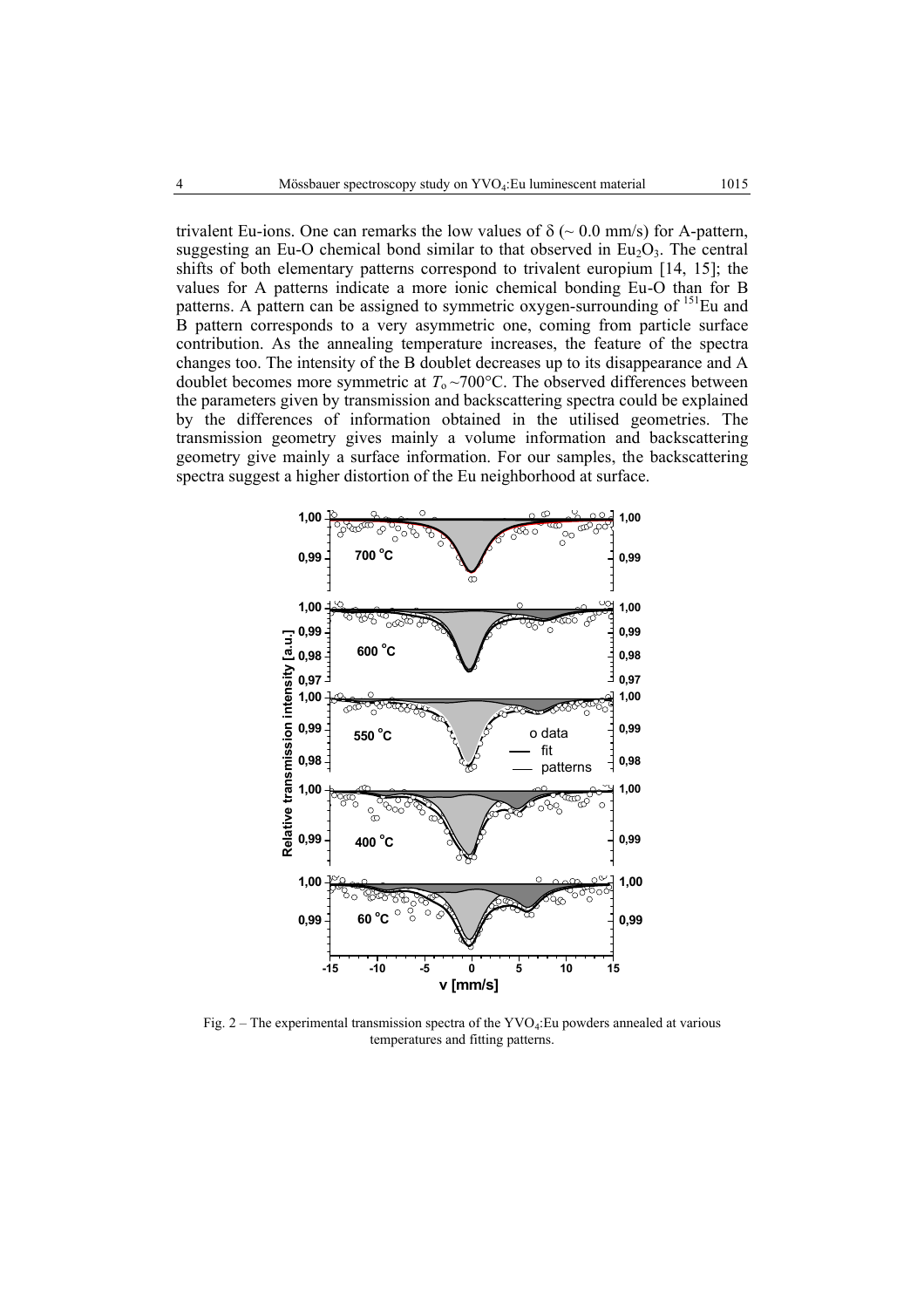trivalent Eu-ions. One can remarks the low values of δ (~ 0.0 mm/s) for A-pattern, suggesting an Eu-O chemical bond similar to that observed in $Eu_2O_3$. The central shifts of both elementary patterns correspond to trivalent europium [14, 15]; the values for A patterns indicate a more ionic chemical bonding Eu-O than for B patterns. A pattern can be assigned to symmetric oxygen-surrounding of $^{151}$Eu and B pattern corresponds to a very asymmetric one, coming from particle surface contribution. As the annealing temperature increases, the feature of the spectra changes too. The intensity of the B doublet decreases up to its disappearance and A doublet becomes more symmetric at $T_o$ ~700°C. The observed differences between the parameters given by transmission and backscattering spectra could be explained by the differences of information obtained in the utilised geometries. The transmission geometry gives mainly a volume information and backscattering geometry give mainly a surface information. For our samples, the backscattering spectra suggest a higher distortion of the Eu neighborhood at surface.

Fig. 2 – The experimental transmission spectra of the $YVO_4$:Eu powders annealed at various temperatures and fitting patterns.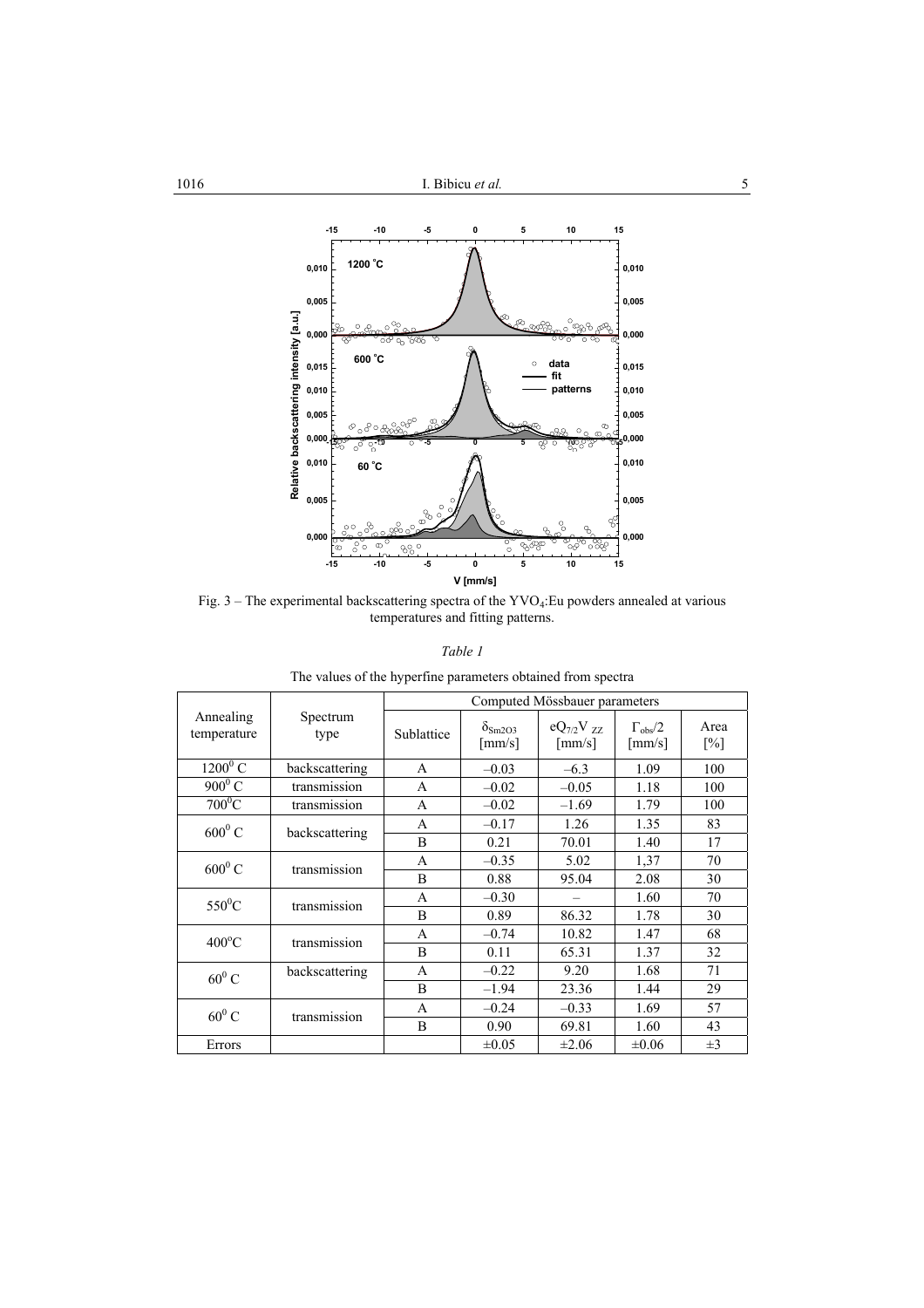Fig. 3 – The experimental backscattering spectra of the $YVO_4$:Eu powders annealed at various temperatures and fitting patterns.

*Table 1*

The values of the hyperfine parameters obtained from spectra

| Annealing temperature | Spectrum type | Computed Mössbauer parameters | | | | |
|---|---|---|---|---|---|---|
| | | Sublattice | $\delta_{Sm2O3}$ [mm/s] | $eQ_{7/2}V_{ZZ}$ [mm/s] | $\Gamma_{obs}/2$ [mm/s] | Area [%] |
| $1200^0$ C | backscattering | A | –0.03 | –6.3 | 1.09 | 100 |
| $900^0$ C | transmission | A | –0.02 | –0.05 | 1.18 | 100 |
| $700^0$C | transmission | A | –0.02 | –1.69 | 1.79 | 100 |
| $600^0$ C | backscattering | A | –0.17 | 1.26 | 1.35 | 83 |
| | | B | 0.21 | 70.01 | 1.40 | 17 |
| $600^0$ C | transmission | A | –0.35 | 5.02 | 1,37 | 70 |
| | | B | 0.88 | 95.04 | 2.08 | 30 |
| $550^0$C | transmission | A | –0.30 | – | 1.60 | 70 |
| | | B | 0.89 | 86.32 | 1.78 | 30 |
| $400^o$C | transmission | A | –0.74 | 10.82 | 1.47 | 68 |
| | | B | 0.11 | 65.31 | 1.37 | 32 |
| $60^0$ C | backscattering | A | –0.22 | 9.20 | 1.68 | 71 |
| | | B | –1.94 | 23.36 | 1.44 | 29 |
| $60^0$ C | transmission | A | –0.24 | –0.33 | 1.69 | 57 |
| | | B | 0.90 | 69.81 | 1.60 | 43 |
| Errors | | | ±0.05 | ±2.06 | ±0.06 | ±3 |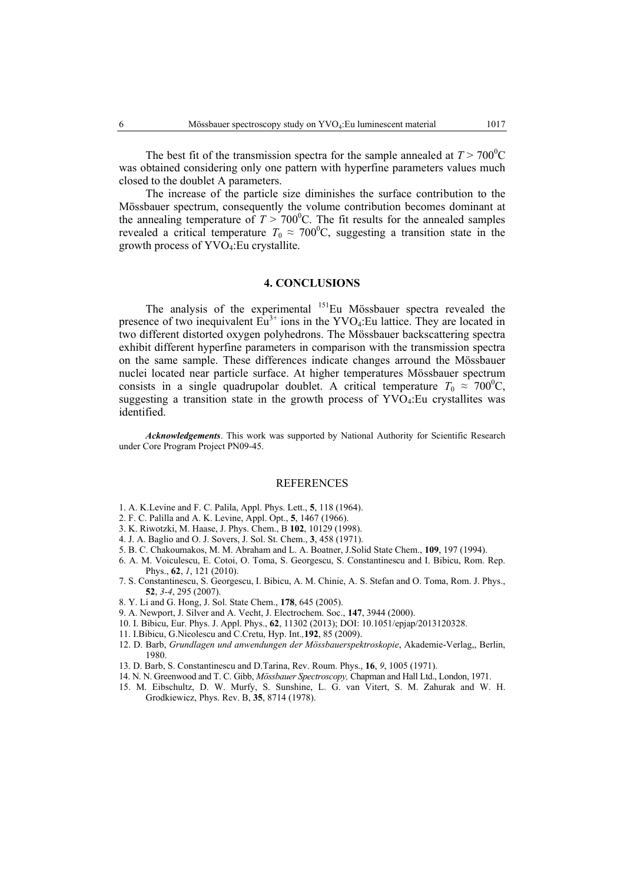The best fit of the transmission spectra for the sample annealed at $T > 700^0$C was obtained considering only one pattern with hyperfine parameters values much closed to the doublet A parameters.

The increase of the particle size diminishes the surface contribution to the Mössbauer spectrum, consequently the volume contribution becomes dominant at the annealing temperature of $T > 700^0$C. The fit results for the annealed samples revealed a critical temperature $T_0 \approx 700^0$C, suggesting a transition state in the growth process of $YVO_4$:Eu crystallite.

## 4. CONCLUSIONS

The analysis of the experimental $^{151}$Eu Mössbauer spectra revealed the presence of two inequivalent $Eu^{3+}$ ions in the $YVO_4$:Eu lattice. They are located in two different distorted oxygen polyhedrons. The Mössbauer backscattering spectra exhibit different hyperfine parameters in comparison with the transmission spectra on the same sample. These differences indicate changes arround the Mössbauer nuclei located near particle surface. At higher temperatures Mössbauer spectrum consists in a single quadrupolar doublet. A critical temperature $T_0 \approx 700^0$C, suggesting a transition state in the growth process of $YVO_4$:Eu crystallites was identified.

***Acknowledgements***. This work was supported by National Authority for Scientific Research under Core Program Project PN09-45.

## REFERENCES

1. A. K.Levine and F. C. Palila, Appl. Phys. Lett., **5**, 118 (1964).
2. F. C. Palilla and A. K. Levine, Appl. Opt., **5**, 1467 (1966).
3. K. Riwotzki, M. Haase, J. Phys. Chem., B **102**, 10129 (1998).
4. J. A. Baglio and O. J. Sovers, J. Sol. St. Chem., **3**, 458 (1971).
5. B. C. Chakoumakos, M. M. Abraham and L. A. Boatner, J.Solid State Chem., **109**, 197 (1994).
6. A. M. Voiculescu, E. Cotoi, O. Toma, S. Georgescu, S. Constantinescu and I. Bibicu, Rom. Rep. Phys., **62**, *1*, 121 (2010).
7. S. Constantinescu, S. Georgescu, I. Bibicu, A. M. Chinie, A. S. Stefan and O. Toma, Rom. J. Phys., **52**, *3-4*, 295 (2007).
8. Y. Li and G. Hong, J. Sol. State Chem., **178**, 645 (2005).
9. A. Newport, J. Silver and A. Vecht, J. Electrochem. Soc., **147**, 3944 (2000).
10. I. Bibicu, Eur. Phys. J. Appl. Phys., **62**, 11302 (2013); DOI: 10.1051/epjap/2013120328.
11. I.Bibicu, G.Nicolescu and C.Cretu, Hyp. Int.,**192**, 85 (2009).
12. D. Barb, *Grundlagen und anwendungen der Mössbauerspektroskopie*, Akademie-Verlag,, Berlin, 1980.
13. D. Barb, S. Constantinescu and D.Tarina, Rev. Roum. Phys., **16**, *9*, 1005 (1971).
14. N. N. Greenwood and T. C. Gibb, *Mössbauer Spectroscopy,* Chapman and Hall Ltd., London, 1971.
15. M. Eibschultz, D. W. Murfy, S. Sunshine, L. G. van Vitert, S. M. Zahurak and W. H. Grodkiewicz, Phys. Rev. B, **35**, 8714 (1978).